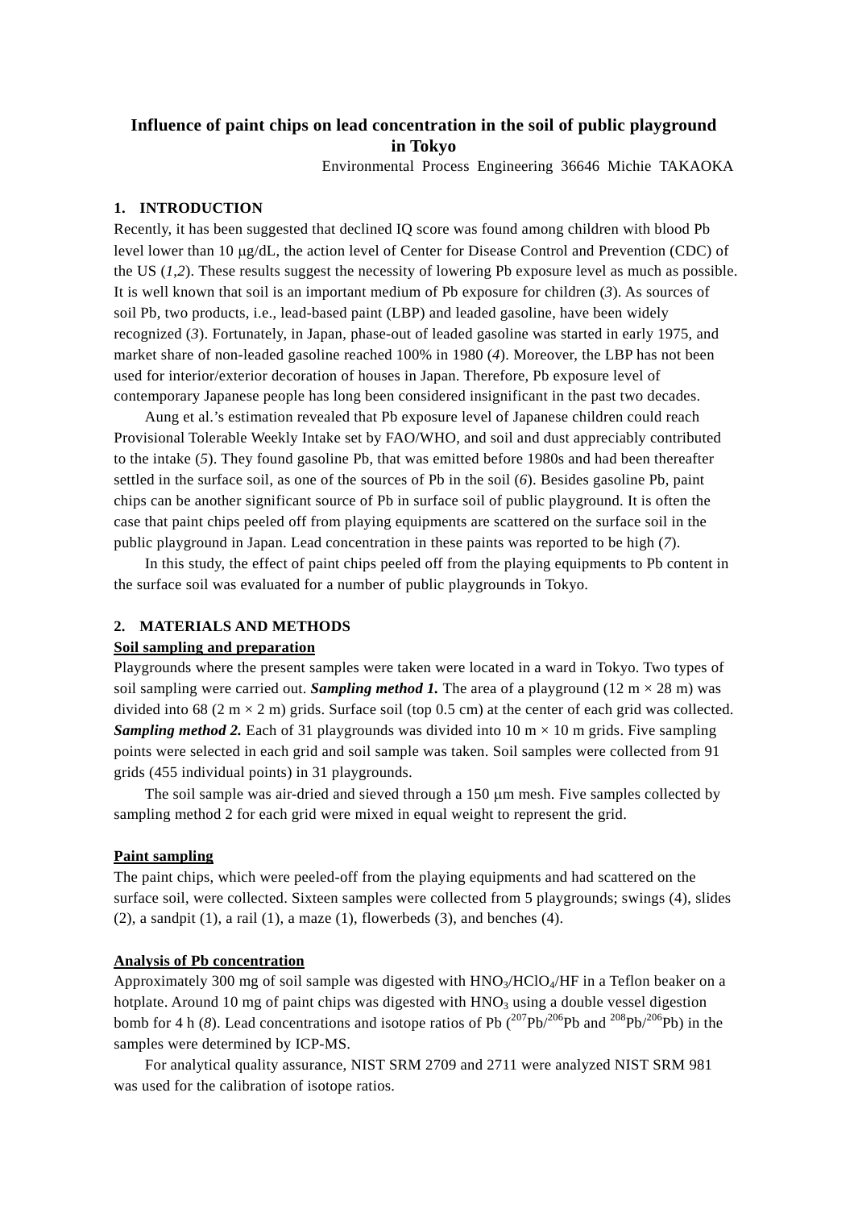# Influence of paint chips on lead concentration in the soil of public playground in Tokyo

Environmental Process Engineering 36646 Michie TAKAOKA

## 1. INTRODUCTION

Recently, it has been suggested that declined IQ score was found among children with blood Pb level lower than 10 μg/dL, the action level of Center for Disease Control and Prevention (CDC) of the US (*1*,*2*). These results suggest the necessity of lowering Pb exposure level as much as possible. It is well known that soil is an important medium of Pb exposure for children (*3*). As sources of soil Pb, two products, i.e., lead-based paint (LBP) and leaded gasoline, have been widely recognized (*3*). Fortunately, in Japan, phase-out of leaded gasoline was started in early 1975, and market share of non-leaded gasoline reached 100% in 1980 (*4*). Moreover, the LBP has not been used for interior/exterior decoration of houses in Japan. Therefore, Pb exposure level of contemporary Japanese people has long been considered insignificant in the past two decades.

Aung et al.'s estimation revealed that Pb exposure level of Japanese children could reach Provisional Tolerable Weekly Intake set by FAO/WHO, and soil and dust appreciably contributed to the intake (*5*). They found gasoline Pb, that was emitted before 1980s and had been thereafter settled in the surface soil, as one of the sources of Pb in the soil (*6*). Besides gasoline Pb, paint chips can be another significant source of Pb in surface soil of public playground. It is often the case that paint chips peeled off from playing equipments are scattered on the surface soil in the public playground in Japan. Lead concentration in these paints was reported to be high (*7*).

In this study, the effect of paint chips peeled off from the playing equipments to Pb content in the surface soil was evaluated for a number of public playgrounds in Tokyo.

## 2. MATERIALS AND METHODS

### Soil sampling and preparation

Playgrounds where the present samples were taken were located in a ward in Tokyo. Two types of soil sampling were carried out. ***Sampling method 1.*** The area of a playground (12 m × 28 m) was divided into 68 (2 m × 2 m) grids. Surface soil (top 0.5 cm) at the center of each grid was collected. ***Sampling method 2.*** Each of 31 playgrounds was divided into 10 m × 10 m grids. Five sampling points were selected in each grid and soil sample was taken. Soil samples were collected from 91 grids (455 individual points) in 31 playgrounds.

The soil sample was air-dried and sieved through a 150 μm mesh. Five samples collected by sampling method 2 for each grid were mixed in equal weight to represent the grid.

### Paint sampling

The paint chips, which were peeled-off from the playing equipments and had scattered on the surface soil, were collected. Sixteen samples were collected from 5 playgrounds; swings (4), slides (2), a sandpit (1), a rail (1), a maze (1), flowerbeds (3), and benches (4).

### Analysis of Pb concentration

Approximately 300 mg of soil sample was digested with $HNO_3$/$HClO_4$/HF in a Teflon beaker on a hotplate. Around 10 mg of paint chips was digested with $HNO_3$ using a double vessel digestion bomb for 4 h (*8*). Lead concentrations and isotope ratios of Pb ($^{207}Pb/^{206}Pb$ and $^{208}Pb/^{206}Pb$) in the samples were determined by ICP-MS.

For analytical quality assurance, NIST SRM 2709 and 2711 were analyzed NIST SRM 981 was used for the calibration of isotope ratios.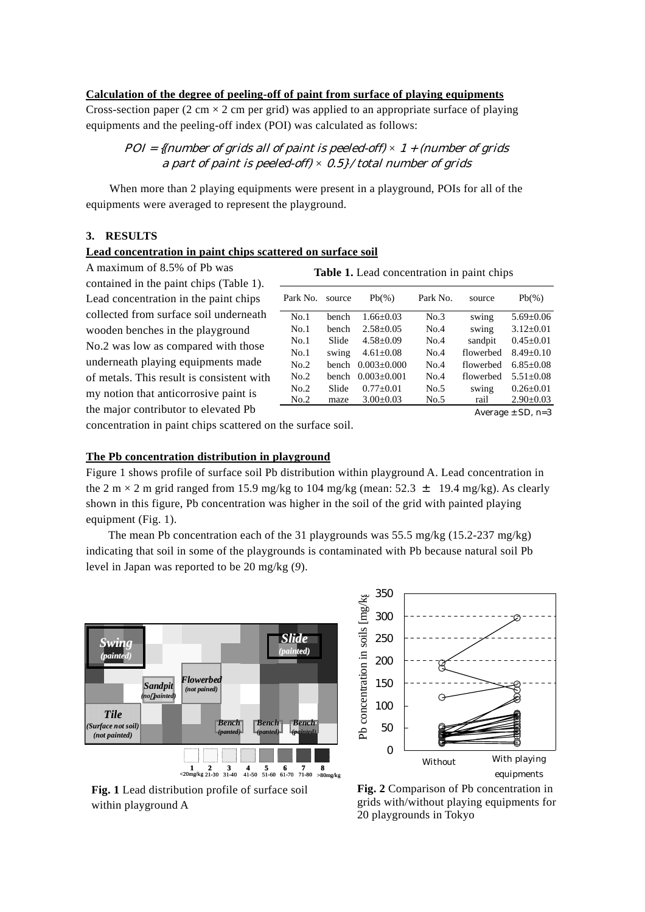**Calculation of the degree of peeling-off of paint from surface of playing equipments**

Cross-section paper (2 cm × 2 cm per grid) was applied to an appropriate surface of playing equipments and the peeling-off index (POI) was calculated as follows:

$$POI = \{(\text{number of grids all of paint is peeled-off}) \times 1 + (\text{number of grids a part of paint is peeled-off}) \times 0.5\} / \text{total number of grids}$$

When more than 2 playing equipments were present in a playground, POIs for all of the equipments were averaged to represent the playground.

### 3. RESULTS

**Lead concentration in paint chips scattered on surface soil**

A maximum of 8.5% of Pb was contained in the paint chips (Table 1). Lead concentration in the paint chips collected from surface soil underneath wooden benches in the playground No.2 was low as compared with those underneath playing equipments made of metals. This result is consistent with my notion that anticorrosive paint is the major contributor to elevated Pb concentration in paint chips scattered on the surface soil.

**Table 1.** Lead concentration in paint chips

| Park No. | source | Pb(%) | Park No. | source | Pb(%) |
|---|---|---|---|---|---|
| No.1 | bench | 1.66±0.03 | No.3 | swing | 5.69±0.06 |
| No.1 | bench | 2.58±0.05 | No.4 | swing | 3.12±0.01 |
| No.1 | Slide | 4.58±0.09 | No.4 | sandpit | 0.45±0.01 |
| No.1 | swing | 4.61±0.08 | No.4 | flowerbed | 8.49±0.10 |
| No.2 | bench | 0.003±0.000 | No.4 | flowerbed | 6.85±0.08 |
| No.2 | bench | 0.003±0.001 | No.4 | flowerbed | 5.51±0.08 |
| No.2 | Slide | 0.77±0.01 | No.5 | swing | 0.26±0.01 |
| No.2 | maze | 3.00±0.03 | No.5 | rail | 2.90±0.03 |

Average ± SD, n=3

**The Pb concentration distribution in playground**

Figure 1 shows profile of surface soil Pb distribution within playground A. Lead concentration in the 2 m × 2 m grid ranged from 15.9 mg/kg to 104 mg/kg (mean: 52.3 ± 19.4 mg/kg). As clearly shown in this figure, Pb concentration was higher in the soil of the grid with painted playing equipment (Fig. 1).

The mean Pb concentration each of the 31 playgrounds was 55.5 mg/kg (15.2-237 mg/kg) indicating that soil in some of the playgrounds is contaminated with Pb because natural soil Pb level in Japan was reported to be 20 mg/kg (9).

**Fig. 1** Lead distribution profile of surface soil within playground A

**Fig. 2** Comparison of Pb concentration in grids with/without playing equipments for 20 playgrounds in Tokyo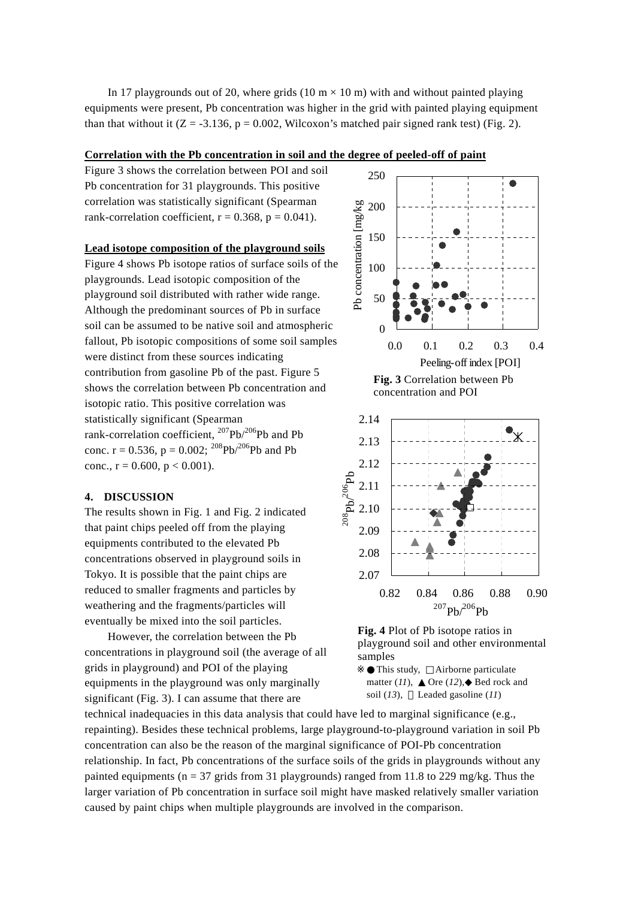In 17 playgrounds out of 20, where grids (10 m × 10 m) with and without painted playing equipments were present, Pb concentration was higher in the grid with painted playing equipment than that without it (Z = -3.136, p = 0.002, Wilcoxon's matched pair signed rank test) (Fig. 2).

**Correlation with the Pb concentration in soil and the degree of peeled-off of paint**

Figure 3 shows the correlation between POI and soil Pb concentration for 31 playgrounds. This positive correlation was statistically significant (Spearman rank-correlation coefficient, r = 0.368, p = 0.041).

**Lead isotope composition of the playground soils**

Figure 4 shows Pb isotope ratios of surface soils of the playgrounds. Lead isotopic composition of the playground soil distributed with rather wide range. Although the predominant sources of Pb in surface soil can be assumed to be native soil and atmospheric fallout, Pb isotopic compositions of some soil samples were distinct from these sources indicating contribution from gasoline Pb of the past. Figure 5 shows the correlation between Pb concentration and isotopic ratio. This positive correlation was statistically significant (Spearman rank-correlation coefficient, $^{207}Pb/^{206}Pb$ and Pb conc. r = 0.536, p = 0.002; $^{208}Pb/^{206}Pb$ and Pb conc., r = 0.600, p < 0.001).

**Fig. 3** Correlation between Pb concentration and POI

**Fig. 4** Plot of Pb isotope ratios in playground soil and other environmental samples

※ ● This study, □ Airborne particulate matter (*11*), ▲ Ore (*12*), ◆ Bed rock and soil (*13*), ✳ Leaded gasoline (*11*)

## 4. DISCUSSION

The results shown in Fig. 1 and Fig. 2 indicated that paint chips peeled off from the playing equipments contributed to the elevated Pb concentrations observed in playground soils in Tokyo. It is possible that the paint chips are reduced to smaller fragments and particles by weathering and the fragments/particles will eventually be mixed into the soil particles.

However, the correlation between the Pb concentrations in playground soil (the average of all grids in playground) and POI of the playing equipments in the playground was only marginally significant (Fig. 3). I can assume that there are technical inadequacies in this data analysis that could have led to marginal significance (e.g., repainting). Besides these technical problems, large playground-to-playground variation in soil Pb concentration can also be the reason of the marginal significance of POI-Pb concentration relationship. In fact, Pb concentrations of the surface soils of the grids in playgrounds without any painted equipments (n = 37 grids from 31 playgrounds) ranged from 11.8 to 229 mg/kg. Thus the larger variation of Pb concentration in surface soil might have masked relatively smaller variation caused by paint chips when multiple playgrounds are involved in the comparison.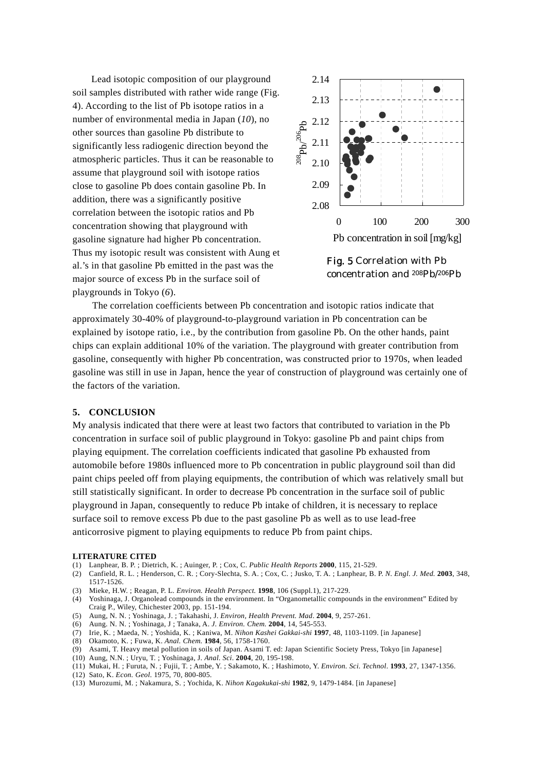Lead isotopic composition of our playground soil samples distributed with rather wide range (Fig. 4). According to the list of Pb isotope ratios in a number of environmental media in Japan (*10*), no other sources than gasoline Pb distribute to significantly less radiogenic direction beyond the atmospheric particles. Thus it can be reasonable to assume that playground soil with isotope ratios close to gasoline Pb does contain gasoline Pb. In addition, there was a significantly positive correlation between the isotopic ratios and Pb concentration showing that playground with gasoline signature had higher Pb concentration. Thus my isotopic result was consistent with Aung et al.'s in that gasoline Pb emitted in the past was the major source of excess Pb in the surface soil of playgrounds in Tokyo (*6*).

2.14
2.13
2.12
2.11
2.10
2.09
2.08
$^{208}Pb/^{206}Pb$
0
100
200
300
Pb concentration in soil [mg/kg]

Fig. 5 Correlation with Pb concentration and $^{208}Pb/^{206}Pb$

The correlation coefficients between Pb concentration and isotopic ratios indicate that approximately 30-40% of playground-to-playground variation in Pb concentration can be explained by isotope ratio, i.e., by the contribution from gasoline Pb. On the other hands, paint chips can explain additional 10% of the variation. The playground with greater contribution from gasoline, consequently with higher Pb concentration, was constructed prior to 1970s, when leaded gasoline was still in use in Japan, hence the year of construction of playground was certainly one of the factors of the variation.

## 5. CONCLUSION

My analysis indicated that there were at least two factors that contributed to variation in the Pb concentration in surface soil of public playground in Tokyo: gasoline Pb and paint chips from playing equipment. The correlation coefficients indicated that gasoline Pb exhausted from automobile before 1980s influenced more to Pb concentration in public playground soil than did paint chips peeled off from playing equipments, the contribution of which was relatively small but still statistically significant. In order to decrease Pb concentration in the surface soil of public playground in Japan, consequently to reduce Pb intake of children, it is necessary to replace surface soil to remove excess Pb due to the past gasoline Pb as well as to use lead-free anticorrosive pigment to playing equipments to reduce Pb from paint chips.

### LITERATURE CITED

(1) Lanphear, B. P. ; Dietrich, K. ; Auinger, P. ; Cox, C. *Public Health Reports* **2000**, 115, 21-529.
(2) Canfield, R. L. ; Henderson, C. R. ; Cory-Slechta, S. A. ; Cox, C. ; Jusko, T. A. ; Lanphear, B. P. *N. Engl. J. Med.* **2003**, 348, 1517-1526.
(3) Mieke, H.W. ; Reagan, P. L. *Environ. Health Perspect.* **1998**, 106 (Suppl.1), 217-229.
(4) Yoshinaga, J. Organolead compounds in the environment. In "Organometallic compounds in the environment" Edited by Craig P., Wiley, Chichester 2003, pp. 151-194.
(5) Aung, N. N. ; Yoshinaga, J. ; Takahashi, J. *Environ, Health Prevent. Mad*. **2004**, 9, 257-261.
(6) Aung. N. N. ; Yoshinaga, J ; Tanaka, A. *J. Environ. Chem.* **2004**, 14, 545-553.
(7) Irie, K. ; Maeda, N. ; Yoshida, K. ; Kaniwa, M. *Nihon Kashei Gakkai-shi* **1997**, 48, 1103-1109. [in Japanese]
(8) Okamoto, K. ; Fuwa, K. *Anal. Chem.* **1984**, 56, 1758-1760.
(9) Asami, T. Heavy metal pollution in soils of Japan. Asami T. ed: Japan Scientific Society Press, Tokyo [in Japanese]
(10) Aung, N.N. ; Uryu, T. ; Yoshinaga, J. *Anal. Sci*. **2004**, 20, 195-198.
(11) Mukai, H. ; Furuta, N. ; Fujii, T. ; Ambe, Y. ; Sakamoto, K. ; Hashimoto, Y. *Environ. Sci. Technol*. **1993**, 27, 1347-1356.
(12) Sato, K. *Econ. Geol.* 1975, 70, 800-805.
(13) Murozumi, M. ; Nakamura, S. ; Yochida, K. *Nihon Kagakukai-shi* **1982**, 9, 1479-1484. [in Japanese]